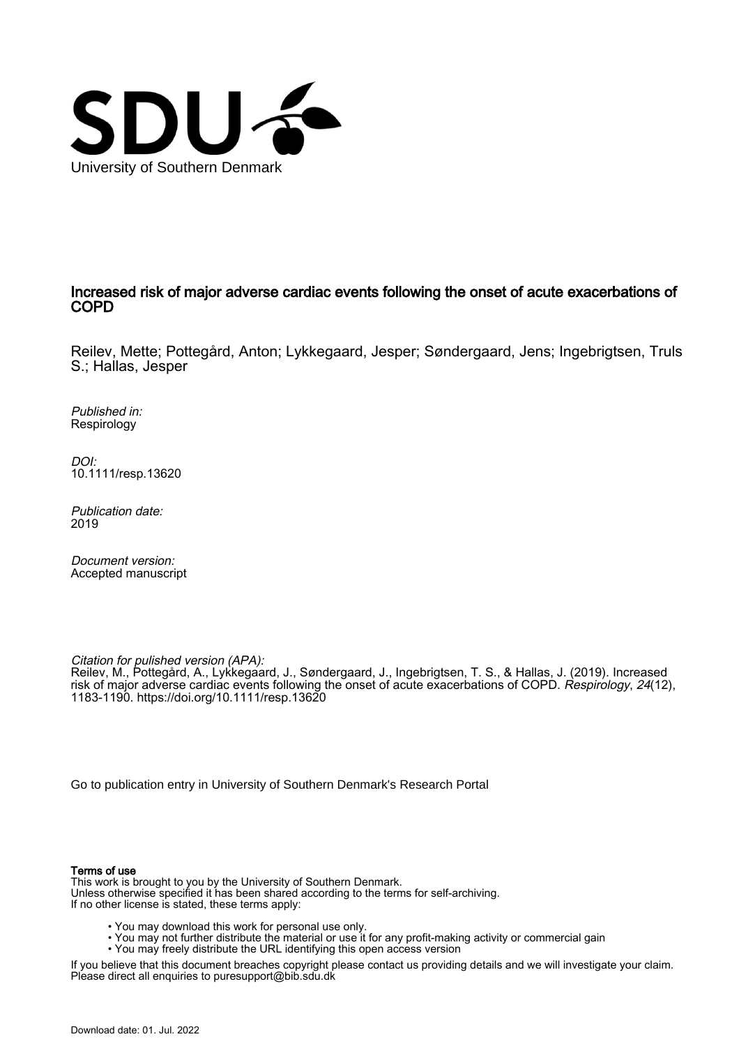University of Southern Denmark

# Increased risk of major adverse cardiac events following the onset of acute exacerbations of COPD

Reilev, Mette; Pottegård, Anton; Lykkegaard, Jesper; Søndergaard, Jens; Ingebrigtsen, Truls S.; Hallas, Jesper

*Published in:*
Respirology

*DOI:*
10.1111/resp.13620

*Publication date:*
2019

*Document version:*
Accepted manuscript

*Citation for pulished version (APA):*
Reilev, M., Pottegård, A., Lykkegaard, J., Søndergaard, J., Ingebrigtsen, T. S., & Hallas, J. (2019). Increased risk of major adverse cardiac events following the onset of acute exacerbations of COPD. *Respirology*, *24*(12), 1183-1190. https://doi.org/10.1111/resp.13620

Go to publication entry in University of Southern Denmark's Research Portal

**Terms of use**
This work is brought to you by the University of Southern Denmark.
Unless otherwise specified it has been shared according to the terms for self-archiving.
If no other license is stated, these terms apply:

- You may download this work for personal use only.
- You may not further distribute the material or use it for any profit-making activity or commercial gain
- You may freely distribute the URL identifying this open access version

If you believe that this document breaches copyright please contact us providing details and we will investigate your claim.
Please direct all enquiries to puresupport@bib.sdu.dk

Download date: 01. Jul. 2022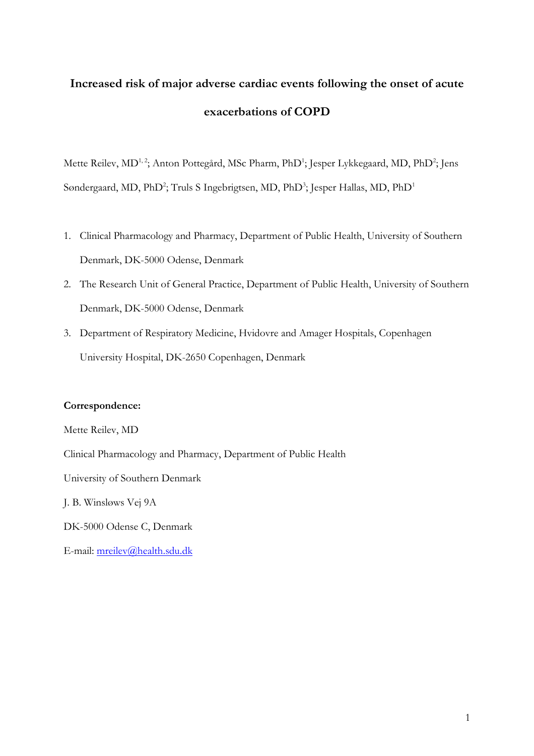# Increased risk of major adverse cardiac events following the onset of acute exacerbations of COPD

Mette Reilev, MD[1, 2]; Anton Pottegård, MSc Pharm, PhD[1]; Jesper Lykkegaard, MD, PhD[2]; Jens Søndergaard, MD, PhD[2]; Truls S Ingebrigtsen, MD, PhD[3]; Jesper Hallas, MD, PhD[1]

1. Clinical Pharmacology and Pharmacy, Department of Public Health, University of Southern Denmark, DK-5000 Odense, Denmark
2. The Research Unit of General Practice, Department of Public Health, University of Southern Denmark, DK-5000 Odense, Denmark
3. Department of Respiratory Medicine, Hvidovre and Amager Hospitals, Copenhagen University Hospital, DK-2650 Copenhagen, Denmark

**Correspondence:**

Mette Reilev, MD

Clinical Pharmacology and Pharmacy, Department of Public Health

University of Southern Denmark

J. B. Winsløws Vej 9A

DK-5000 Odense C, Denmark

E-mail: mreilev@health.sdu.dk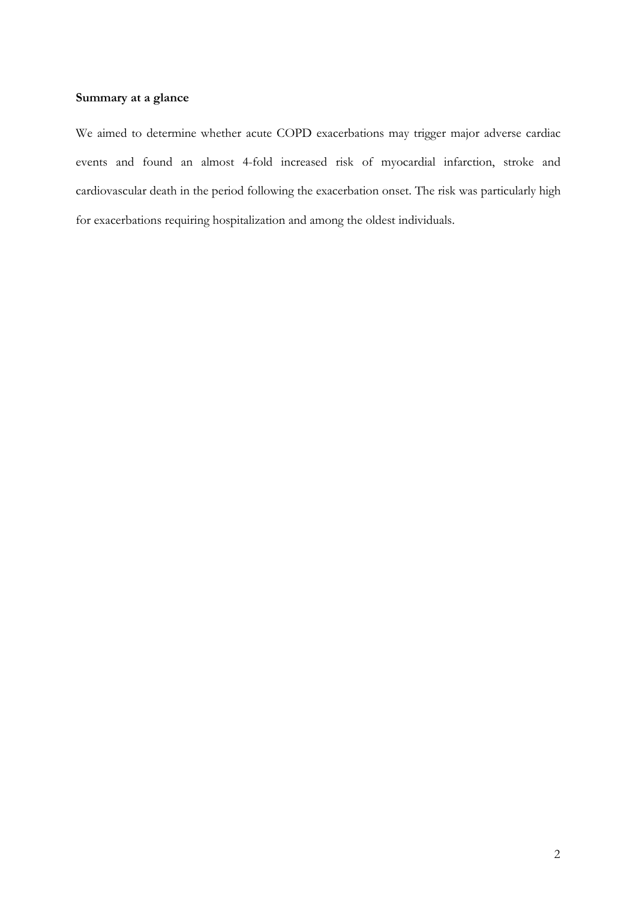**Summary at a glance**

We aimed to determine whether acute COPD exacerbations may trigger major adverse cardiac events and found an almost 4-fold increased risk of myocardial infarction, stroke and cardiovascular death in the period following the exacerbation onset. The risk was particularly high for exacerbations requiring hospitalization and among the oldest individuals.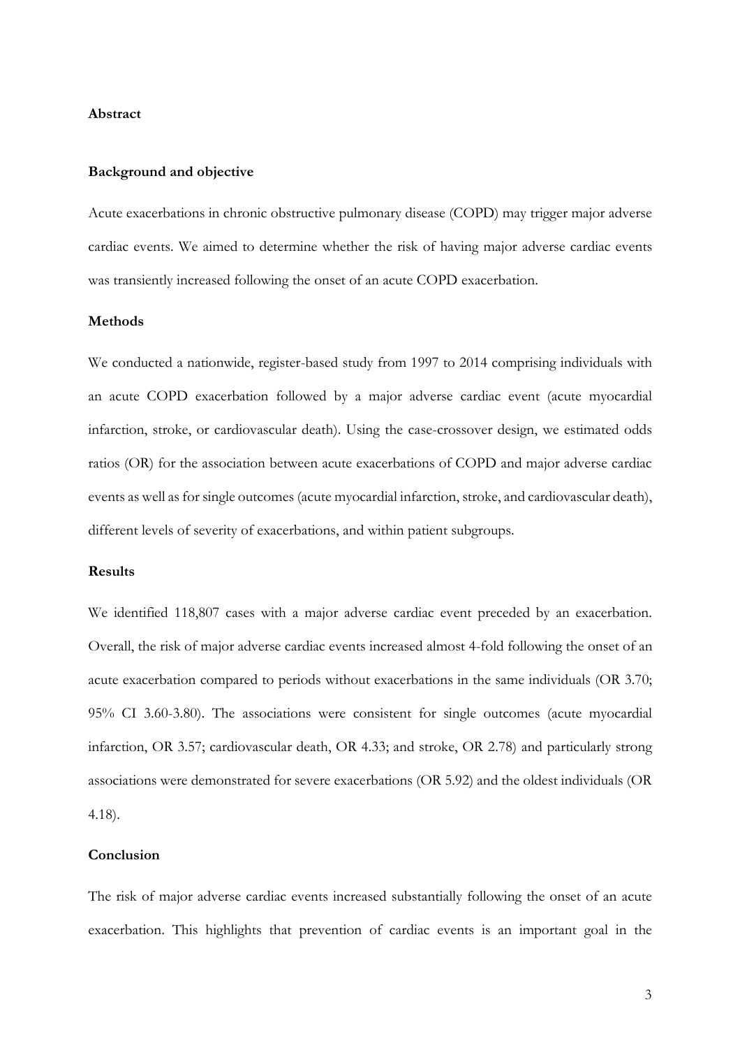## Abstract

### Background and objective

Acute exacerbations in chronic obstructive pulmonary disease (COPD) may trigger major adverse cardiac events. We aimed to determine whether the risk of having major adverse cardiac events was transiently increased following the onset of an acute COPD exacerbation.

### Methods

We conducted a nationwide, register-based study from 1997 to 2014 comprising individuals with an acute COPD exacerbation followed by a major adverse cardiac event (acute myocardial infarction, stroke, or cardiovascular death). Using the case-crossover design, we estimated odds ratios (OR) for the association between acute exacerbations of COPD and major adverse cardiac events as well as for single outcomes (acute myocardial infarction, stroke, and cardiovascular death), different levels of severity of exacerbations, and within patient subgroups.

### Results

We identified 118,807 cases with a major adverse cardiac event preceded by an exacerbation. Overall, the risk of major adverse cardiac events increased almost 4-fold following the onset of an acute exacerbation compared to periods without exacerbations in the same individuals (OR 3.70; 95% CI 3.60-3.80). The associations were consistent for single outcomes (acute myocardial infarction, OR 3.57; cardiovascular death, OR 4.33; and stroke, OR 2.78) and particularly strong associations were demonstrated for severe exacerbations (OR 5.92) and the oldest individuals (OR 4.18).

### Conclusion

The risk of major adverse cardiac events increased substantially following the onset of an acute exacerbation. This highlights that prevention of cardiac events is an important goal in the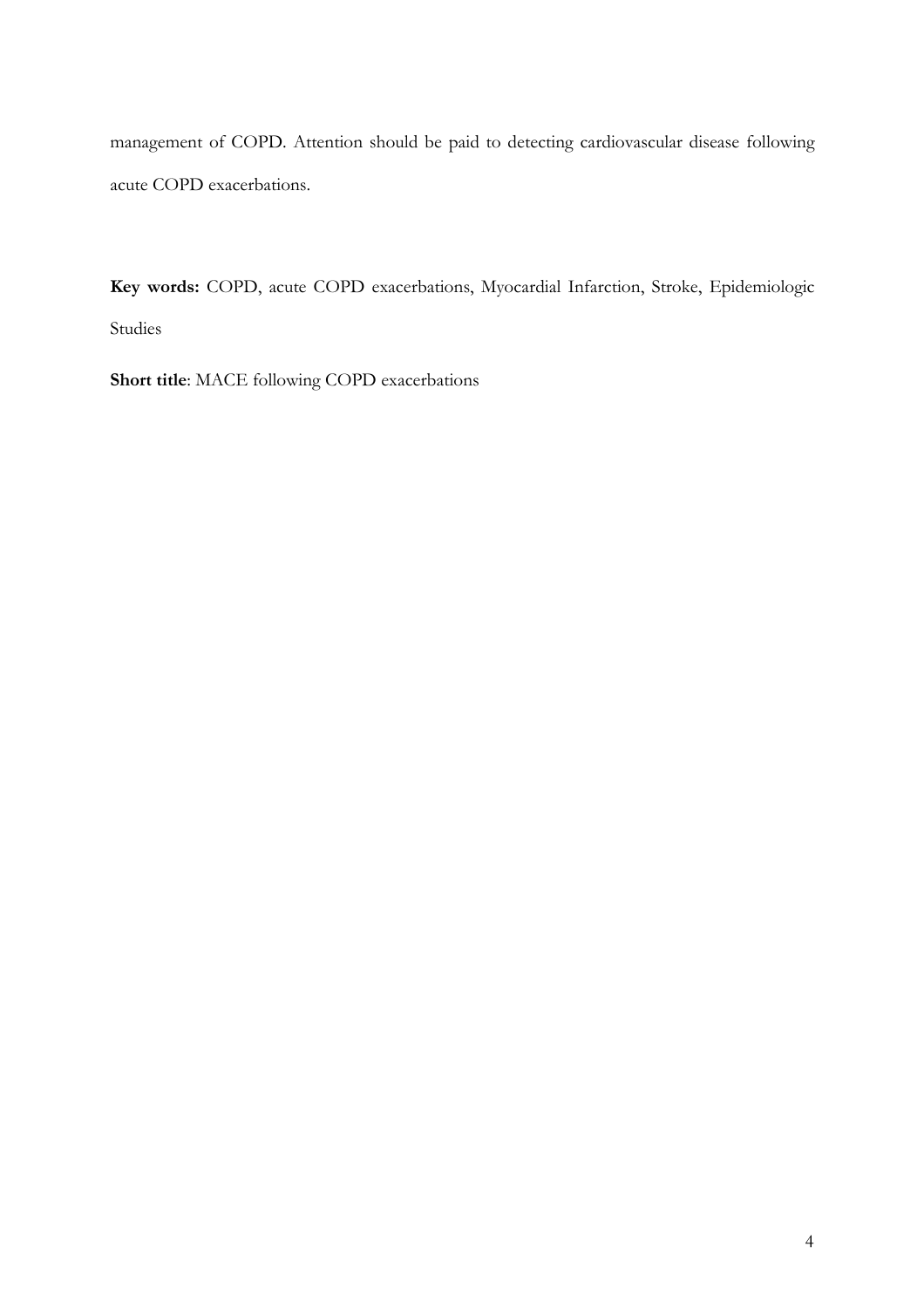management of COPD. Attention should be paid to detecting cardiovascular disease following acute COPD exacerbations.

**Key words:** COPD, acute COPD exacerbations, Myocardial Infarction, Stroke, Epidemiologic Studies

**Short title**: MACE following COPD exacerbations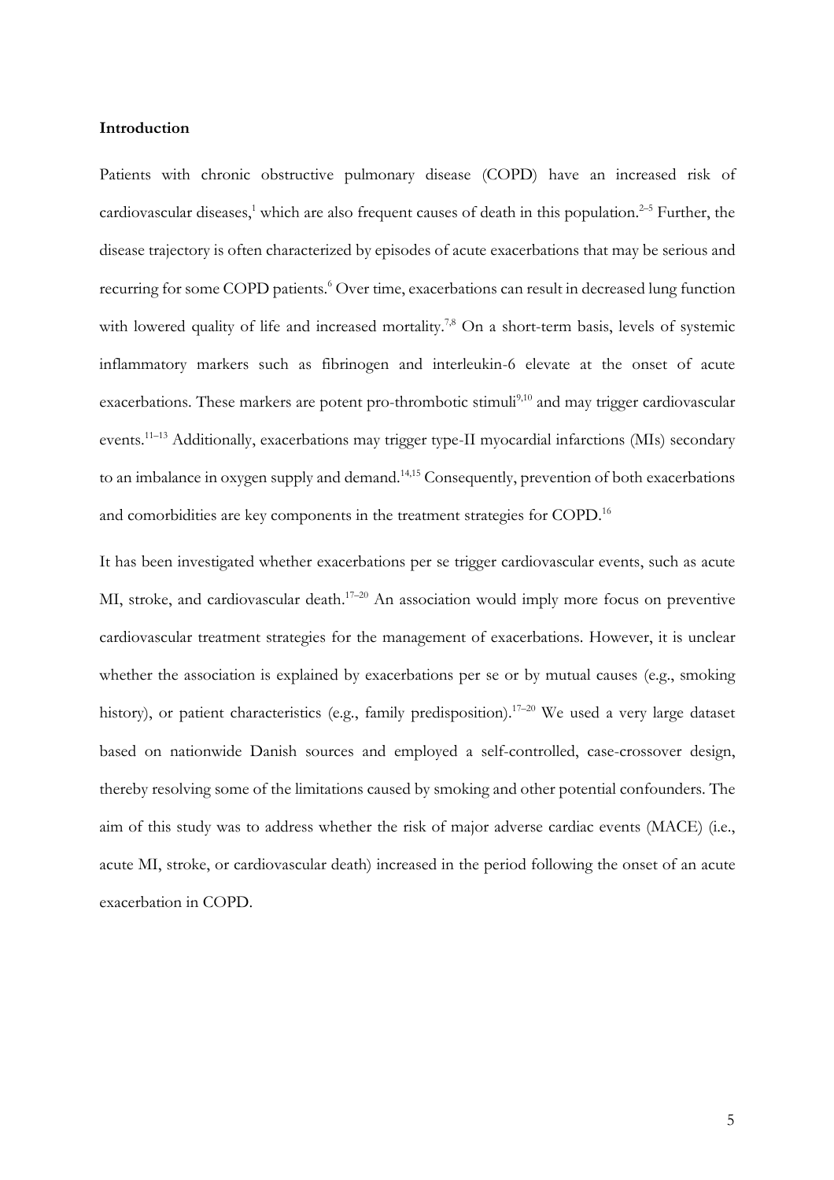**Introduction**

Patients with chronic obstructive pulmonary disease (COPD) have an increased risk of cardiovascular diseases,[1] which are also frequent causes of death in this population.[2–5] Further, the disease trajectory is often characterized by episodes of acute exacerbations that may be serious and recurring for some COPD patients.[6] Over time, exacerbations can result in decreased lung function with lowered quality of life and increased mortality.[7,8] On a short-term basis, levels of systemic inflammatory markers such as fibrinogen and interleukin-6 elevate at the onset of acute exacerbations. These markers are potent pro-thrombotic stimuli[9,10] and may trigger cardiovascular events.[11–13] Additionally, exacerbations may trigger type-II myocardial infarctions (MIs) secondary to an imbalance in oxygen supply and demand.[14,15] Consequently, prevention of both exacerbations and comorbidities are key components in the treatment strategies for COPD.[16]

It has been investigated whether exacerbations per se trigger cardiovascular events, such as acute MI, stroke, and cardiovascular death.[17–20] An association would imply more focus on preventive cardiovascular treatment strategies for the management of exacerbations. However, it is unclear whether the association is explained by exacerbations per se or by mutual causes (e.g., smoking history), or patient characteristics (e.g., family predisposition).[17–20] We used a very large dataset based on nationwide Danish sources and employed a self-controlled, case-crossover design, thereby resolving some of the limitations caused by smoking and other potential confounders. The aim of this study was to address whether the risk of major adverse cardiac events (MACE) (i.e., acute MI, stroke, or cardiovascular death) increased in the period following the onset of an acute exacerbation in COPD.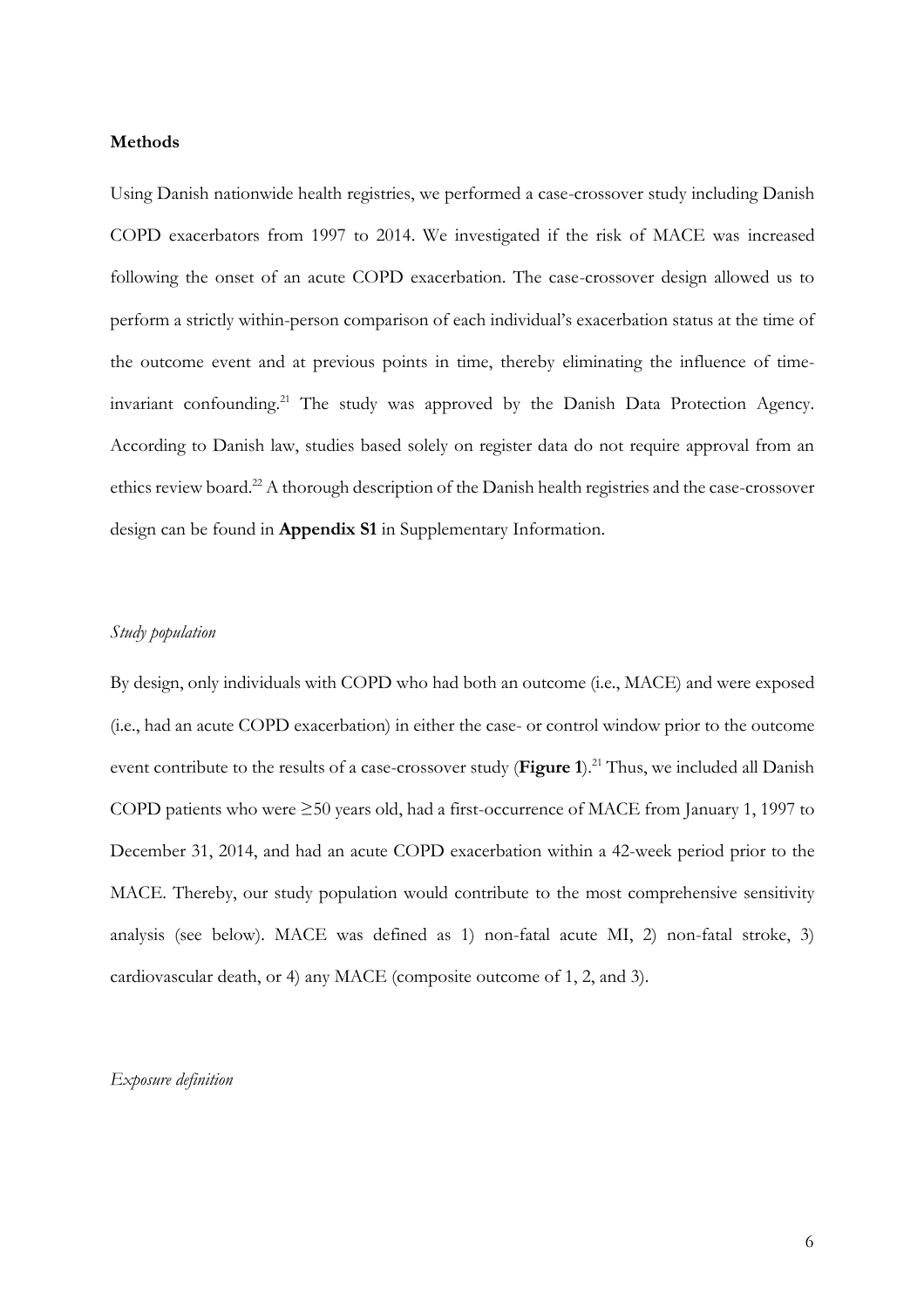## Methods

Using Danish nationwide health registries, we performed a case-crossover study including Danish COPD exacerbators from 1997 to 2014. We investigated if the risk of MACE was increased following the onset of an acute COPD exacerbation. The case-crossover design allowed us to perform a strictly within-person comparison of each individual's exacerbation status at the time of the outcome event and at previous points in time, thereby eliminating the influence of time-invariant confounding.[21] The study was approved by the Danish Data Protection Agency. According to Danish law, studies based solely on register data do not require approval from an ethics review board.[22] A thorough description of the Danish health registries and the case-crossover design can be found in **Appendix S1** in Supplementary Information.

### *Study population*

By design, only individuals with COPD who had both an outcome (i.e., MACE) and were exposed (i.e., had an acute COPD exacerbation) in either the case- or control window prior to the outcome event contribute to the results of a case-crossover study (**Figure 1**).[21] Thus, we included all Danish COPD patients who were ≥50 years old, had a first-occurrence of MACE from January 1, 1997 to December 31, 2014, and had an acute COPD exacerbation within a 42-week period prior to the MACE. Thereby, our study population would contribute to the most comprehensive sensitivity analysis (see below). MACE was defined as 1) non-fatal acute MI, 2) non-fatal stroke, 3) cardiovascular death, or 4) any MACE (composite outcome of 1, 2, and 3).

### *Exposure definition*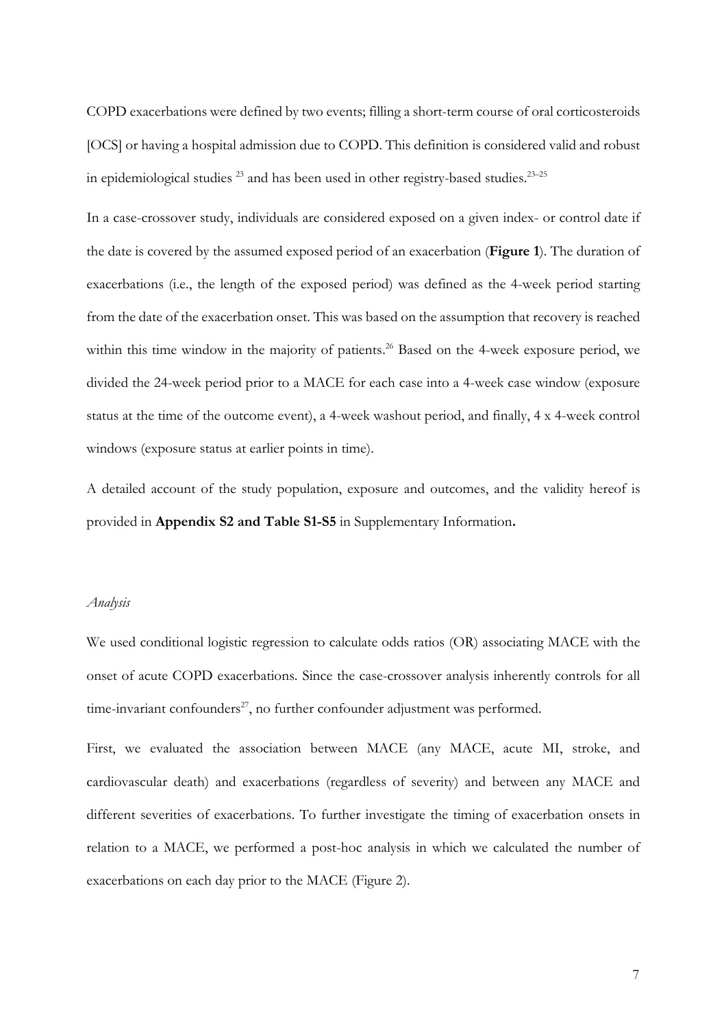COPD exacerbations were defined by two events; filling a short-term course of oral corticosteroids [OCS] or having a hospital admission due to COPD. This definition is considered valid and robust in epidemiological studies [23] and has been used in other registry-based studies.[23–25]

In a case-crossover study, individuals are considered exposed on a given index- or control date if the date is covered by the assumed exposed period of an exacerbation (**Figure 1**). The duration of exacerbations (i.e., the length of the exposed period) was defined as the 4-week period starting from the date of the exacerbation onset. This was based on the assumption that recovery is reached within this time window in the majority of patients.[26] Based on the 4-week exposure period, we divided the 24-week period prior to a MACE for each case into a 4-week case window (exposure status at the time of the outcome event), a 4-week washout period, and finally, 4 x 4-week control windows (exposure status at earlier points in time).

A detailed account of the study population, exposure and outcomes, and the validity hereof is provided in **Appendix S2 and Table S1-S5** in Supplementary Information**.**

*Analysis*

We used conditional logistic regression to calculate odds ratios (OR) associating MACE with the onset of acute COPD exacerbations. Since the case-crossover analysis inherently controls for all time-invariant confounders[27], no further confounder adjustment was performed.

First, we evaluated the association between MACE (any MACE, acute MI, stroke, and cardiovascular death) and exacerbations (regardless of severity) and between any MACE and different severities of exacerbations. To further investigate the timing of exacerbation onsets in relation to a MACE, we performed a post-hoc analysis in which we calculated the number of exacerbations on each day prior to the MACE (Figure 2).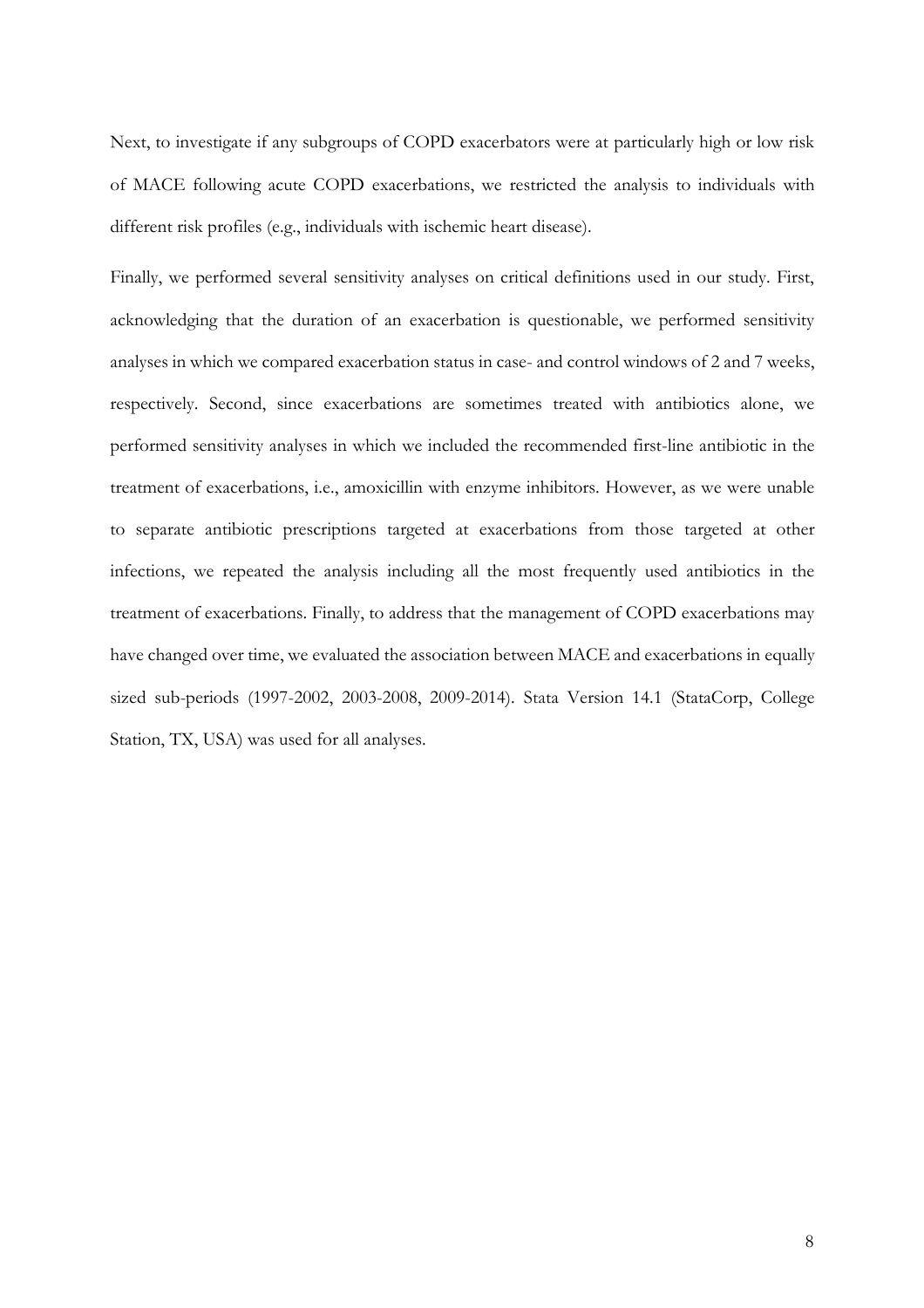Next, to investigate if any subgroups of COPD exacerbators were at particularly high or low risk of MACE following acute COPD exacerbations, we restricted the analysis to individuals with different risk profiles (e.g., individuals with ischemic heart disease).

Finally, we performed several sensitivity analyses on critical definitions used in our study. First, acknowledging that the duration of an exacerbation is questionable, we performed sensitivity analyses in which we compared exacerbation status in case- and control windows of 2 and 7 weeks, respectively. Second, since exacerbations are sometimes treated with antibiotics alone, we performed sensitivity analyses in which we included the recommended first-line antibiotic in the treatment of exacerbations, i.e., amoxicillin with enzyme inhibitors. However, as we were unable to separate antibiotic prescriptions targeted at exacerbations from those targeted at other infections, we repeated the analysis including all the most frequently used antibiotics in the treatment of exacerbations. Finally, to address that the management of COPD exacerbations may have changed over time, we evaluated the association between MACE and exacerbations in equally sized sub-periods (1997-2002, 2003-2008, 2009-2014). Stata Version 14.1 (StataCorp, College Station, TX, USA) was used for all analyses.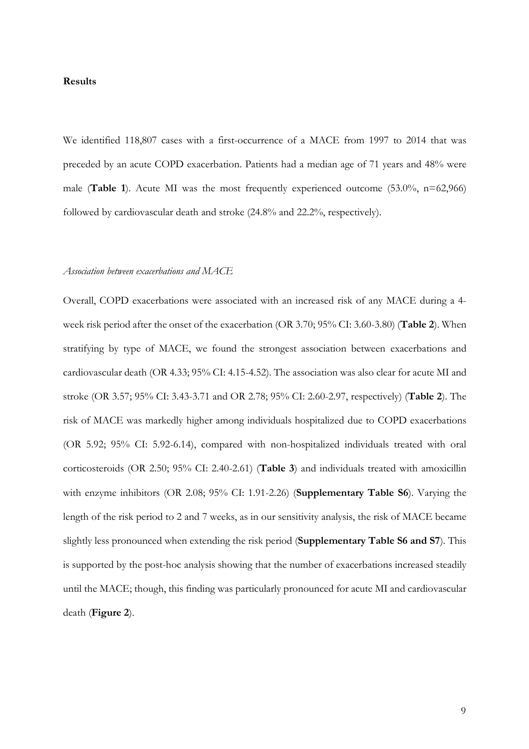## Results

We identified 118,807 cases with a first-occurrence of a MACE from 1997 to 2014 that was preceded by an acute COPD exacerbation. Patients had a median age of 71 years and 48% were male (**Table 1**). Acute MI was the most frequently experienced outcome (53.0%, n=62,966) followed by cardiovascular death and stroke (24.8% and 22.2%, respectively).

*Association between exacerbations and MACE*

Overall, COPD exacerbations were associated with an increased risk of any MACE during a 4-week risk period after the onset of the exacerbation (OR 3.70; 95% CI: 3.60-3.80) (**Table 2**). When stratifying by type of MACE, we found the strongest association between exacerbations and cardiovascular death (OR 4.33; 95% CI: 4.15-4.52). The association was also clear for acute MI and stroke (OR 3.57; 95% CI: 3.43-3.71 and OR 2.78; 95% CI: 2.60-2.97, respectively) (**Table 2**). The risk of MACE was markedly higher among individuals hospitalized due to COPD exacerbations (OR 5.92; 95% CI: 5.92-6.14), compared with non-hospitalized individuals treated with oral corticosteroids (OR 2.50; 95% CI: 2.40-2.61) (**Table 3**) and individuals treated with amoxicillin with enzyme inhibitors (OR 2.08; 95% CI: 1.91-2.26) (**Supplementary Table S6**). Varying the length of the risk period to 2 and 7 weeks, as in our sensitivity analysis, the risk of MACE became slightly less pronounced when extending the risk period (**Supplementary Table S6 and S7**). This is supported by the post-hoc analysis showing that the number of exacerbations increased steadily until the MACE; though, this finding was particularly pronounced for acute MI and cardiovascular death (**Figure 2**).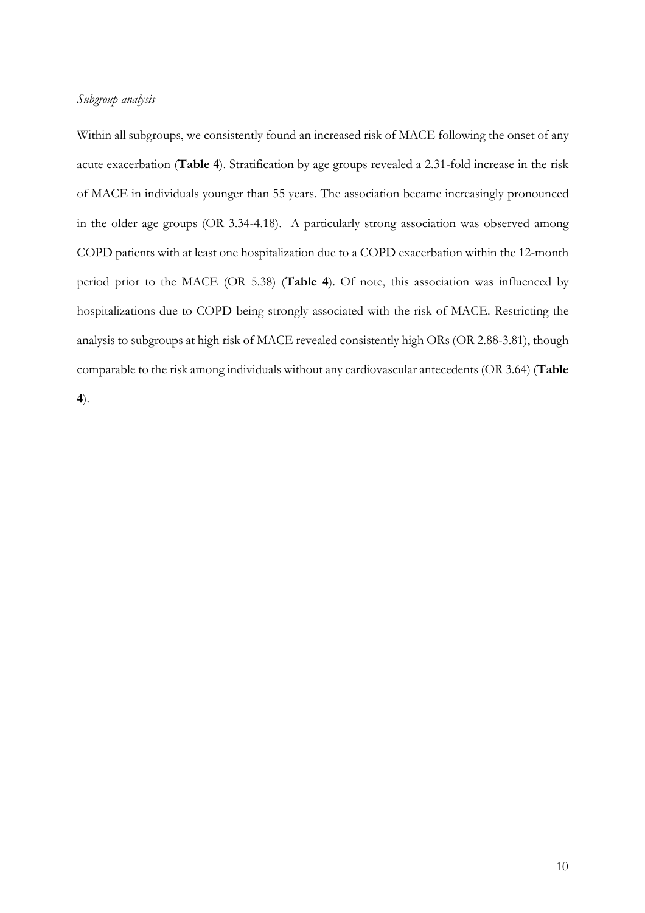*Subgroup analysis*

Within all subgroups, we consistently found an increased risk of MACE following the onset of any acute exacerbation (**Table 4**). Stratification by age groups revealed a 2.31-fold increase in the risk of MACE in individuals younger than 55 years. The association became increasingly pronounced in the older age groups (OR 3.34-4.18). A particularly strong association was observed among COPD patients with at least one hospitalization due to a COPD exacerbation within the 12-month period prior to the MACE (OR 5.38) (**Table 4**). Of note, this association was influenced by hospitalizations due to COPD being strongly associated with the risk of MACE. Restricting the analysis to subgroups at high risk of MACE revealed consistently high ORs (OR 2.88-3.81), though comparable to the risk among individuals without any cardiovascular antecedents (OR 3.64) (**Table 4**).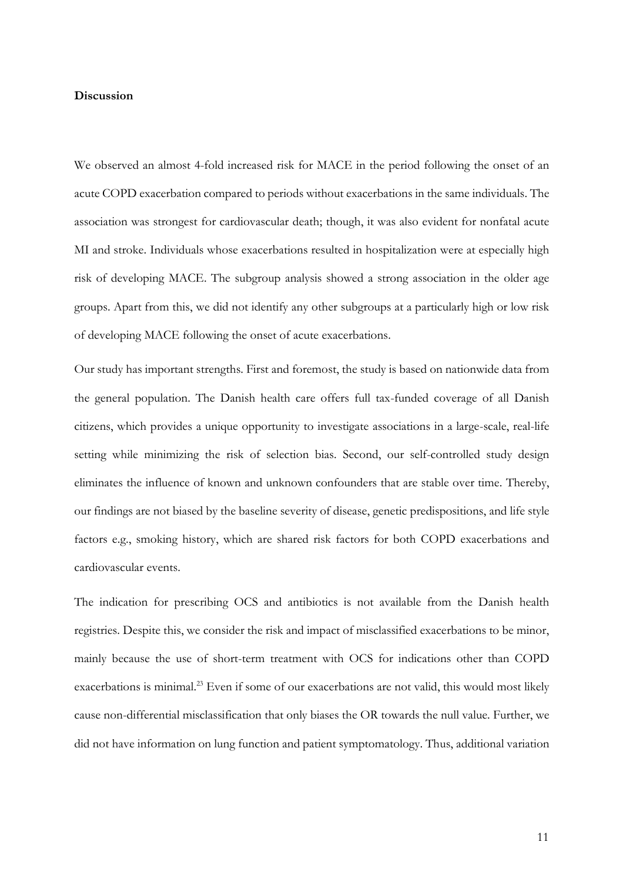**Discussion**

We observed an almost 4-fold increased risk for MACE in the period following the onset of an acute COPD exacerbation compared to periods without exacerbations in the same individuals. The association was strongest for cardiovascular death; though, it was also evident for nonfatal acute MI and stroke. Individuals whose exacerbations resulted in hospitalization were at especially high risk of developing MACE. The subgroup analysis showed a strong association in the older age groups. Apart from this, we did not identify any other subgroups at a particularly high or low risk of developing MACE following the onset of acute exacerbations.

Our study has important strengths. First and foremost, the study is based on nationwide data from the general population. The Danish health care offers full tax-funded coverage of all Danish citizens, which provides a unique opportunity to investigate associations in a large-scale, real-life setting while minimizing the risk of selection bias. Second, our self-controlled study design eliminates the influence of known and unknown confounders that are stable over time. Thereby, our findings are not biased by the baseline severity of disease, genetic predispositions, and life style factors e.g., smoking history, which are shared risk factors for both COPD exacerbations and cardiovascular events.

The indication for prescribing OCS and antibiotics is not available from the Danish health registries. Despite this, we consider the risk and impact of misclassified exacerbations to be minor, mainly because the use of short-term treatment with OCS for indications other than COPD exacerbations is minimal.[23] Even if some of our exacerbations are not valid, this would most likely cause non-differential misclassification that only biases the OR towards the null value. Further, we did not have information on lung function and patient symptomatology. Thus, additional variation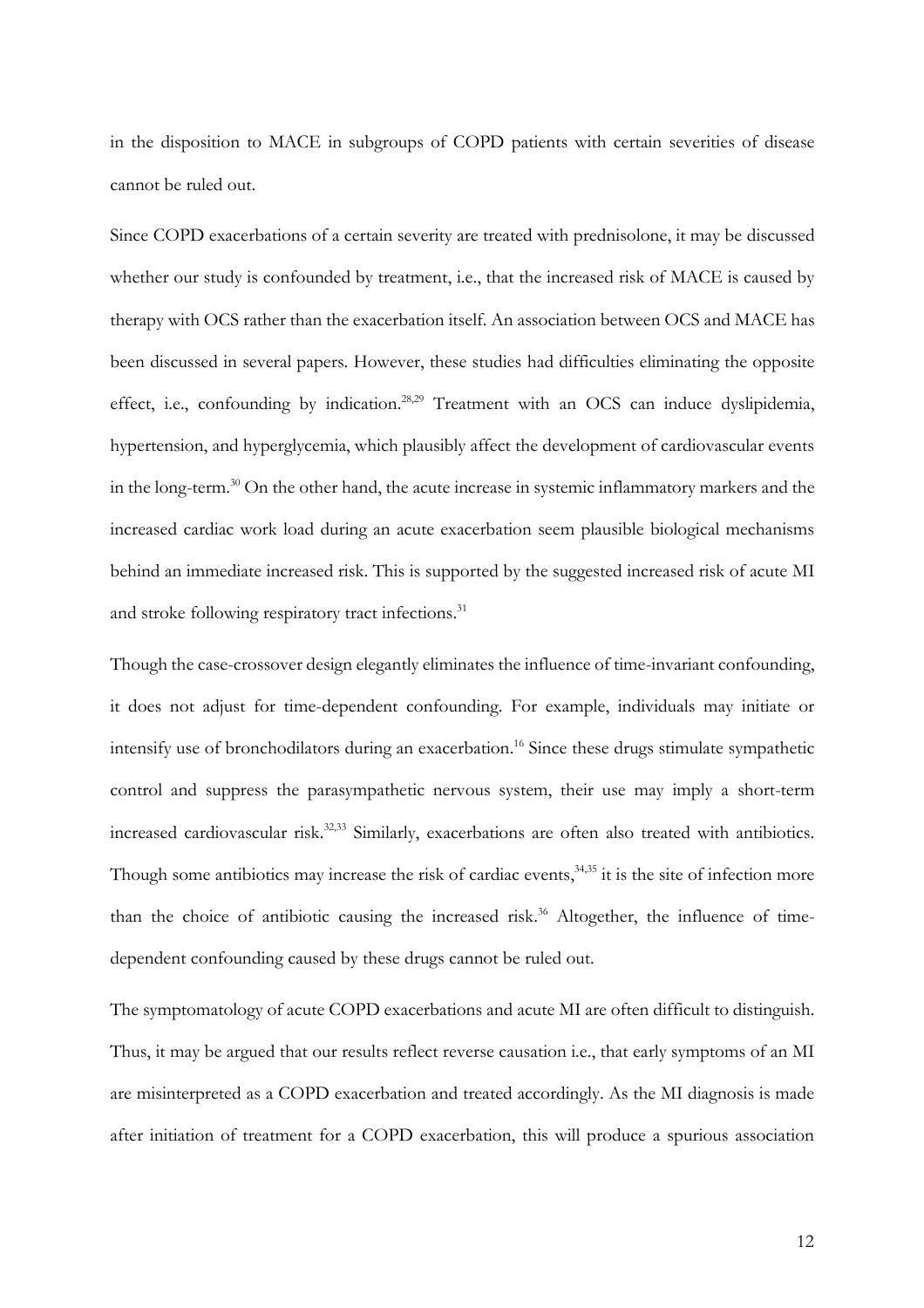in the disposition to MACE in subgroups of COPD patients with certain severities of disease cannot be ruled out.

Since COPD exacerbations of a certain severity are treated with prednisolone, it may be discussed whether our study is confounded by treatment, i.e., that the increased risk of MACE is caused by therapy with OCS rather than the exacerbation itself. An association between OCS and MACE has been discussed in several papers. However, these studies had difficulties eliminating the opposite effect, i.e., confounding by indication.[28,29] Treatment with an OCS can induce dyslipidemia, hypertension, and hyperglycemia, which plausibly affect the development of cardiovascular events in the long-term.[30] On the other hand, the acute increase in systemic inflammatory markers and the increased cardiac work load during an acute exacerbation seem plausible biological mechanisms behind an immediate increased risk. This is supported by the suggested increased risk of acute MI and stroke following respiratory tract infections.[31]

Though the case-crossover design elegantly eliminates the influence of time-invariant confounding, it does not adjust for time-dependent confounding. For example, individuals may initiate or intensify use of bronchodilators during an exacerbation.[16] Since these drugs stimulate sympathetic control and suppress the parasympathetic nervous system, their use may imply a short-term increased cardiovascular risk.[32,33] Similarly, exacerbations are often also treated with antibiotics. Though some antibiotics may increase the risk of cardiac events,[34,35] it is the site of infection more than the choice of antibiotic causing the increased risk.[36] Altogether, the influence of time-dependent confounding caused by these drugs cannot be ruled out.

The symptomatology of acute COPD exacerbations and acute MI are often difficult to distinguish. Thus, it may be argued that our results reflect reverse causation i.e., that early symptoms of an MI are misinterpreted as a COPD exacerbation and treated accordingly. As the MI diagnosis is made after initiation of treatment for a COPD exacerbation, this will produce a spurious association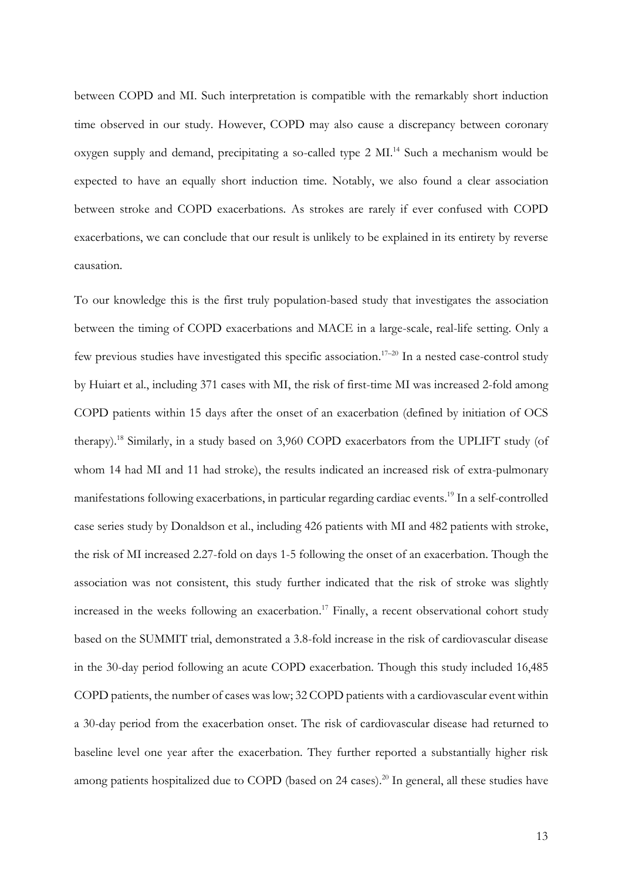between COPD and MI. Such interpretation is compatible with the remarkably short induction time observed in our study. However, COPD may also cause a discrepancy between coronary oxygen supply and demand, precipitating a so-called type 2 MI.[14] Such a mechanism would be expected to have an equally short induction time. Notably, we also found a clear association between stroke and COPD exacerbations. As strokes are rarely if ever confused with COPD exacerbations, we can conclude that our result is unlikely to be explained in its entirety by reverse causation.

To our knowledge this is the first truly population-based study that investigates the association between the timing of COPD exacerbations and MACE in a large-scale, real-life setting. Only a few previous studies have investigated this specific association.[17–20] In a nested case-control study by Huiart et al., including 371 cases with MI, the risk of first-time MI was increased 2-fold among COPD patients within 15 days after the onset of an exacerbation (defined by initiation of OCS therapy).[18] Similarly, in a study based on 3,960 COPD exacerbators from the UPLIFT study (of whom 14 had MI and 11 had stroke), the results indicated an increased risk of extra-pulmonary manifestations following exacerbations, in particular regarding cardiac events.[19] In a self-controlled case series study by Donaldson et al., including 426 patients with MI and 482 patients with stroke, the risk of MI increased 2.27-fold on days 1-5 following the onset of an exacerbation. Though the association was not consistent, this study further indicated that the risk of stroke was slightly increased in the weeks following an exacerbation.[17] Finally, a recent observational cohort study based on the SUMMIT trial, demonstrated a 3.8-fold increase in the risk of cardiovascular disease in the 30-day period following an acute COPD exacerbation. Though this study included 16,485 COPD patients, the number of cases was low; 32 COPD patients with a cardiovascular event within a 30-day period from the exacerbation onset. The risk of cardiovascular disease had returned to baseline level one year after the exacerbation. They further reported a substantially higher risk among patients hospitalized due to COPD (based on 24 cases).[20] In general, all these studies have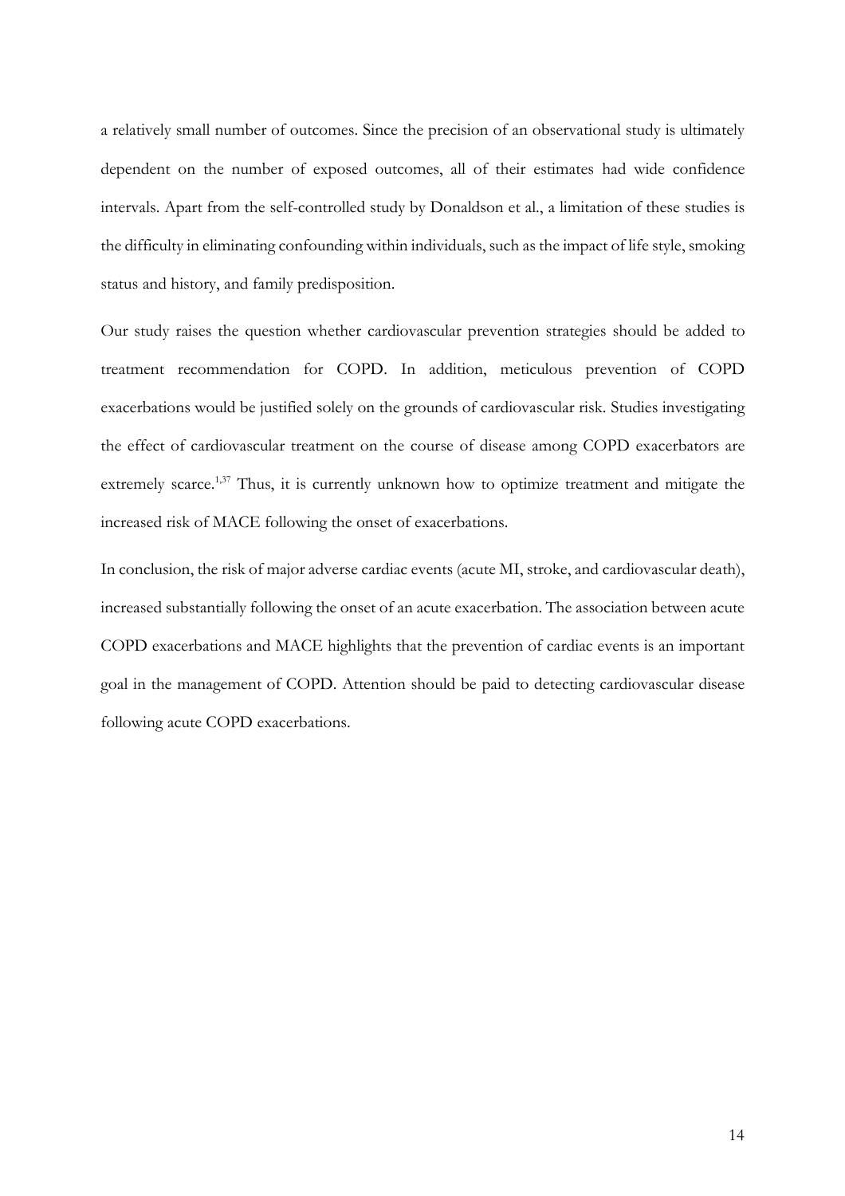a relatively small number of outcomes. Since the precision of an observational study is ultimately dependent on the number of exposed outcomes, all of their estimates had wide confidence intervals. Apart from the self-controlled study by Donaldson et al., a limitation of these studies is the difficulty in eliminating confounding within individuals, such as the impact of life style, smoking status and history, and family predisposition.

Our study raises the question whether cardiovascular prevention strategies should be added to treatment recommendation for COPD. In addition, meticulous prevention of COPD exacerbations would be justified solely on the grounds of cardiovascular risk. Studies investigating the effect of cardiovascular treatment on the course of disease among COPD exacerbators are extremely scarce.[1,37] Thus, it is currently unknown how to optimize treatment and mitigate the increased risk of MACE following the onset of exacerbations.

In conclusion, the risk of major adverse cardiac events (acute MI, stroke, and cardiovascular death), increased substantially following the onset of an acute exacerbation. The association between acute COPD exacerbations and MACE highlights that the prevention of cardiac events is an important goal in the management of COPD. Attention should be paid to detecting cardiovascular disease following acute COPD exacerbations.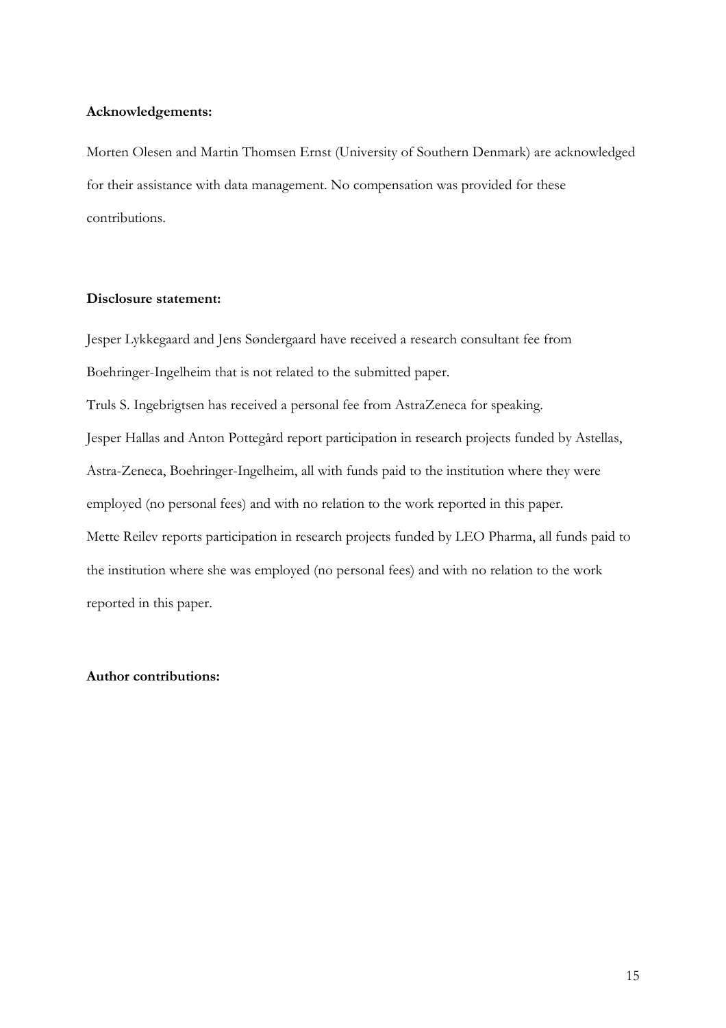**Acknowledgements:**

Morten Olesen and Martin Thomsen Ernst (University of Southern Denmark) are acknowledged for their assistance with data management. No compensation was provided for these contributions.

**Disclosure statement:**

Jesper Lykkegaard and Jens Søndergaard have received a research consultant fee from Boehringer-Ingelheim that is not related to the submitted paper.

Truls S. Ingebrigtsen has received a personal fee from AstraZeneca for speaking.

Jesper Hallas and Anton Pottegård report participation in research projects funded by Astellas, Astra-Zeneca, Boehringer-Ingelheim, all with funds paid to the institution where they were employed (no personal fees) and with no relation to the work reported in this paper.

Mette Reilev reports participation in research projects funded by LEO Pharma, all funds paid to the institution where she was employed (no personal fees) and with no relation to the work reported in this paper.

**Author contributions:**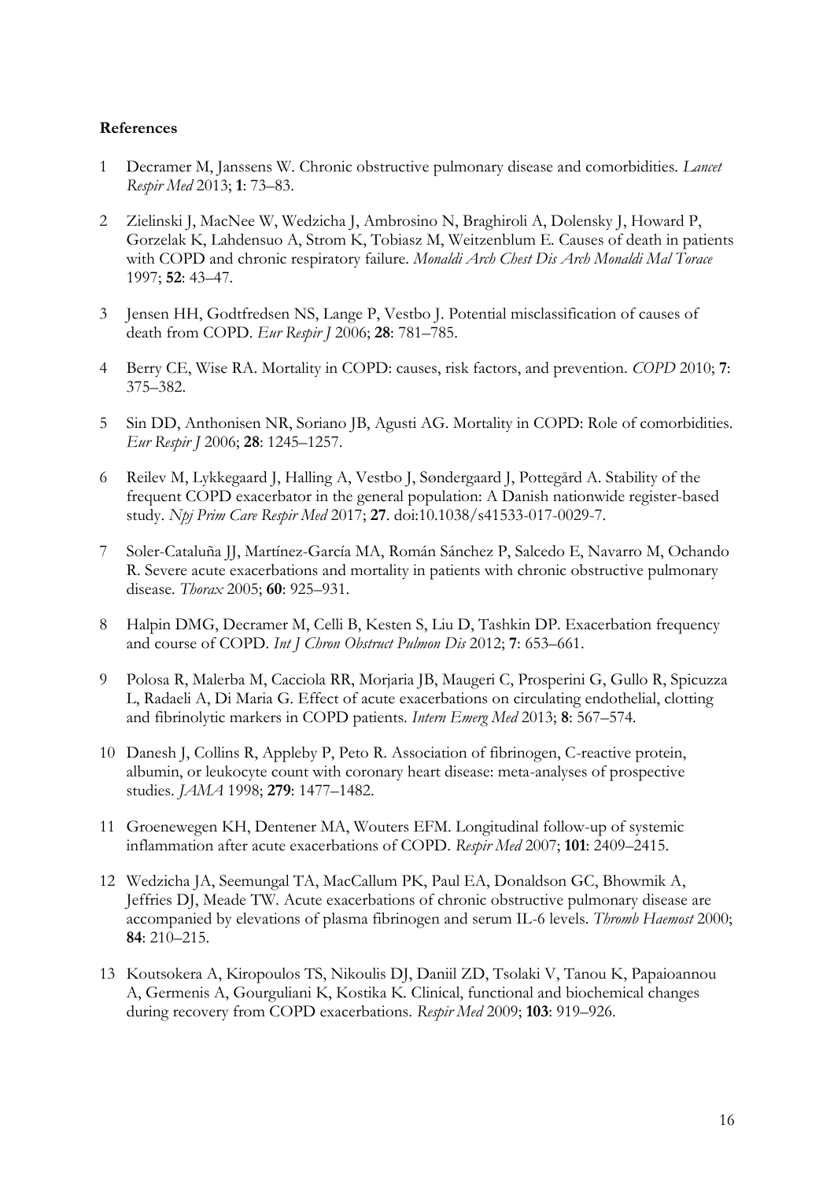**References**

1. Decramer M, Janssens W. Chronic obstructive pulmonary disease and comorbidities. *Lancet Respir Med* 2013; **1**: 73–83.

2. Zielinski J, MacNee W, Wedzicha J, Ambrosino N, Braghiroli A, Dolensky J, Howard P, Gorzelak K, Lahdensuo A, Strom K, Tobiasz M, Weitzenblum E. Causes of death in patients with COPD and chronic respiratory failure. *Monaldi Arch Chest Dis Arch Monaldi Mal Torace* 1997; **52**: 43–47.

3. Jensen HH, Godtfredsen NS, Lange P, Vestbo J. Potential misclassification of causes of death from COPD. *Eur Respir J* 2006; **28**: 781–785.

4. Berry CE, Wise RA. Mortality in COPD: causes, risk factors, and prevention. *COPD* 2010; **7**: 375–382.

5. Sin DD, Anthonisen NR, Soriano JB, Agusti AG. Mortality in COPD: Role of comorbidities. *Eur Respir J* 2006; **28**: 1245–1257.

6. Reilev M, Lykkegaard J, Halling A, Vestbo J, Søndergaard J, Pottegård A. Stability of the frequent COPD exacerbator in the general population: A Danish nationwide register-based study. *Npj Prim Care Respir Med* 2017; **27**. doi:10.1038/s41533-017-0029-7.

7. Soler-Cataluña JJ, Martínez-García MA, Román Sánchez P, Salcedo E, Navarro M, Ochando R. Severe acute exacerbations and mortality in patients with chronic obstructive pulmonary disease. *Thorax* 2005; **60**: 925–931.

8. Halpin DMG, Decramer M, Celli B, Kesten S, Liu D, Tashkin DP. Exacerbation frequency and course of COPD. *Int J Chron Obstruct Pulmon Dis* 2012; **7**: 653–661.

9. Polosa R, Malerba M, Cacciola RR, Morjaria JB, Maugeri C, Prosperini G, Gullo R, Spicuzza L, Radaeli A, Di Maria G. Effect of acute exacerbations on circulating endothelial, clotting and fibrinolytic markers in COPD patients. *Intern Emerg Med* 2013; **8**: 567–574.

10. Danesh J, Collins R, Appleby P, Peto R. Association of fibrinogen, C-reactive protein, albumin, or leukocyte count with coronary heart disease: meta-analyses of prospective studies. *JAMA* 1998; **279**: 1477–1482.

11. Groenewegen KH, Dentener MA, Wouters EFM. Longitudinal follow-up of systemic inflammation after acute exacerbations of COPD. *Respir Med* 2007; **101**: 2409–2415.

12. Wedzicha JA, Seemungal TA, MacCallum PK, Paul EA, Donaldson GC, Bhowmik A, Jeffries DJ, Meade TW. Acute exacerbations of chronic obstructive pulmonary disease are accompanied by elevations of plasma fibrinogen and serum IL-6 levels. *Thromb Haemost* 2000; **84**: 210–215.

13. Koutsokera A, Kiropoulos TS, Nikoulis DJ, Daniil ZD, Tsolaki V, Tanou K, Papaioannou A, Germenis A, Gourguliani K, Kostika K. Clinical, functional and biochemical changes during recovery from COPD exacerbations. *Respir Med* 2009; **103**: 919–926.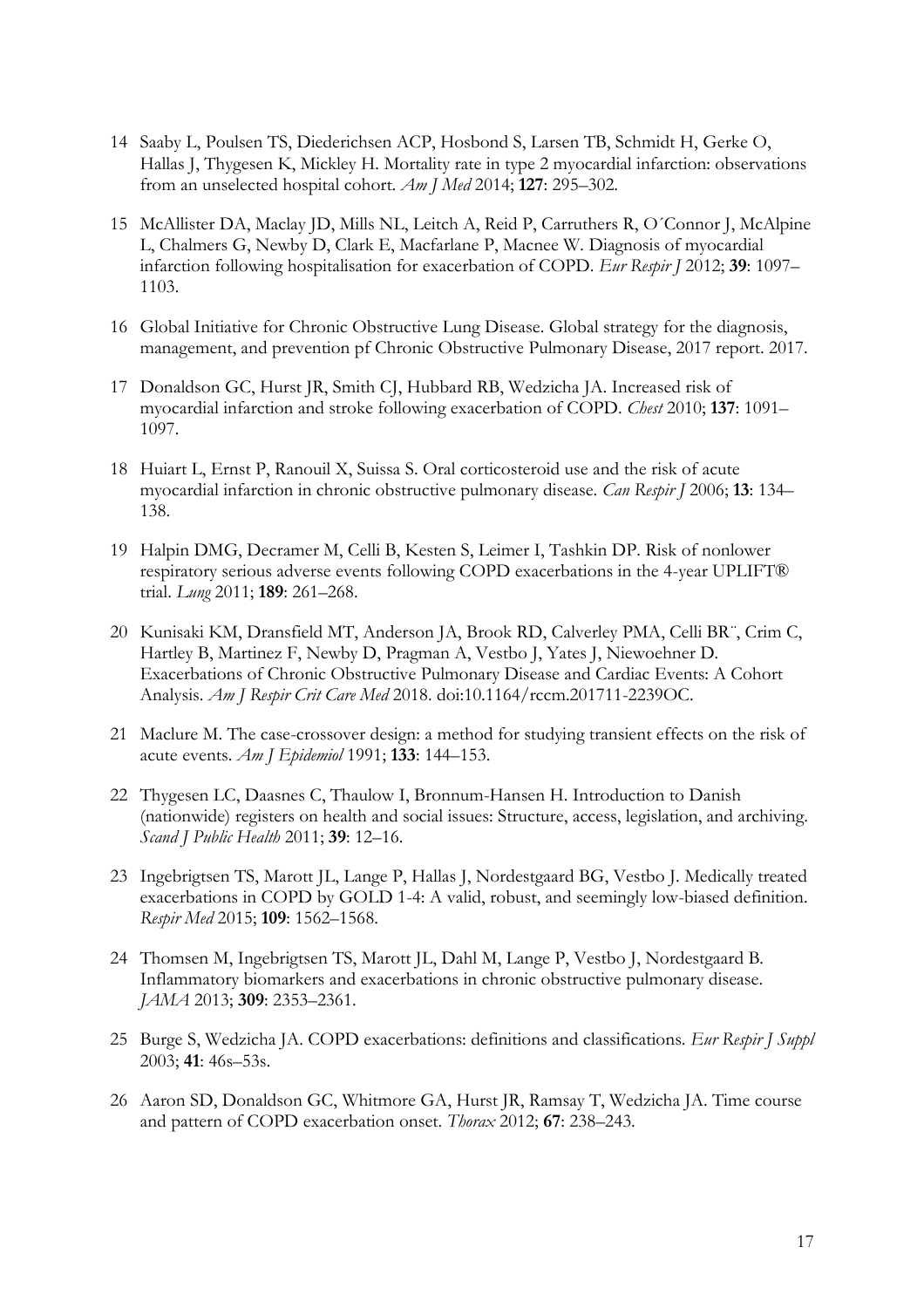14 Saaby L, Poulsen TS, Diederichsen ACP, Hosbond S, Larsen TB, Schmidt H, Gerke O, Hallas J, Thygesen K, Mickley H. Mortality rate in type 2 myocardial infarction: observations from an unselected hospital cohort. *Am J Med* 2014; **127**: 295–302.

15 McAllister DA, Maclay JD, Mills NL, Leitch A, Reid P, Carruthers R, O´Connor J, McAlpine L, Chalmers G, Newby D, Clark E, Macfarlane P, Macnee W. Diagnosis of myocardial infarction following hospitalisation for exacerbation of COPD. *Eur Respir J* 2012; **39**: 1097–1103.

16 Global Initiative for Chronic Obstructive Lung Disease. Global strategy for the diagnosis, management, and prevention pf Chronic Obstructive Pulmonary Disease, 2017 report. 2017.

17 Donaldson GC, Hurst JR, Smith CJ, Hubbard RB, Wedzicha JA. Increased risk of myocardial infarction and stroke following exacerbation of COPD. *Chest* 2010; **137**: 1091–1097.

18 Huiart L, Ernst P, Ranouil X, Suissa S. Oral corticosteroid use and the risk of acute myocardial infarction in chronic obstructive pulmonary disease. *Can Respir J* 2006; **13**: 134–138.

19 Halpin DMG, Decramer M, Celli B, Kesten S, Leimer I, Tashkin DP. Risk of nonlower respiratory serious adverse events following COPD exacerbations in the 4-year UPLIFT® trial. *Lung* 2011; **189**: 261–268.

20 Kunisaki KM, Dransfield MT, Anderson JA, Brook RD, Calverley PMA, Celli BR¨, Crim C, Hartley B, Martinez F, Newby D, Pragman A, Vestbo J, Yates J, Niewoehner D. Exacerbations of Chronic Obstructive Pulmonary Disease and Cardiac Events: A Cohort Analysis. *Am J Respir Crit Care Med* 2018. doi:10.1164/rccm.201711-2239OC.

21 Maclure M. The case-crossover design: a method for studying transient effects on the risk of acute events. *Am J Epidemiol* 1991; **133**: 144–153.

22 Thygesen LC, Daasnes C, Thaulow I, Bronnum-Hansen H. Introduction to Danish (nationwide) registers on health and social issues: Structure, access, legislation, and archiving. *Scand J Public Health* 2011; **39**: 12–16.

23 Ingebrigtsen TS, Marott JL, Lange P, Hallas J, Nordestgaard BG, Vestbo J. Medically treated exacerbations in COPD by GOLD 1-4: A valid, robust, and seemingly low-biased definition. *Respir Med* 2015; **109**: 1562–1568.

24 Thomsen M, Ingebrigtsen TS, Marott JL, Dahl M, Lange P, Vestbo J, Nordestgaard B. Inflammatory biomarkers and exacerbations in chronic obstructive pulmonary disease. *JAMA* 2013; **309**: 2353–2361.

25 Burge S, Wedzicha JA. COPD exacerbations: definitions and classifications. *Eur Respir J Suppl* 2003; **41**: 46s–53s.

26 Aaron SD, Donaldson GC, Whitmore GA, Hurst JR, Ramsay T, Wedzicha JA. Time course and pattern of COPD exacerbation onset. *Thorax* 2012; **67**: 238–243.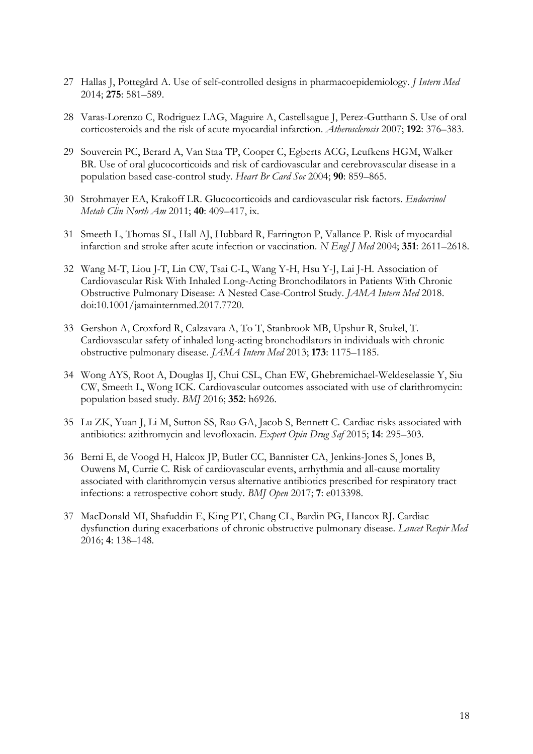27 Hallas J, Pottegård A. Use of self-controlled designs in pharmacoepidemiology. *J Intern Med* 2014; **275**: 581–589.

28 Varas-Lorenzo C, Rodriguez LAG, Maguire A, Castellsague J, Perez-Gutthann S. Use of oral corticosteroids and the risk of acute myocardial infarction. *Atherosclerosis* 2007; **192**: 376–383.

29 Souverein PC, Berard A, Van Staa TP, Cooper C, Egberts ACG, Leufkens HGM, Walker BR. Use of oral glucocorticoids and risk of cardiovascular and cerebrovascular disease in a population based case-control study. *Heart Br Card Soc* 2004; **90**: 859–865.

30 Strohmayer EA, Krakoff LR. Glucocorticoids and cardiovascular risk factors. *Endocrinol Metab Clin North Am* 2011; **40**: 409–417, ix.

31 Smeeth L, Thomas SL, Hall AJ, Hubbard R, Farrington P, Vallance P. Risk of myocardial infarction and stroke after acute infection or vaccination. *N Engl J Med* 2004; **351**: 2611–2618.

32 Wang M-T, Liou J-T, Lin CW, Tsai C-L, Wang Y-H, Hsu Y-J, Lai J-H. Association of Cardiovascular Risk With Inhaled Long-Acting Bronchodilators in Patients With Chronic Obstructive Pulmonary Disease: A Nested Case-Control Study. *JAMA Intern Med* 2018. doi:10.1001/jamainternmed.2017.7720.

33 Gershon A, Croxford R, Calzavara A, To T, Stanbrook MB, Upshur R, Stukel, T. Cardiovascular safety of inhaled long-acting bronchodilators in individuals with chronic obstructive pulmonary disease. *JAMA Intern Med* 2013; **173**: 1175–1185.

34 Wong AYS, Root A, Douglas IJ, Chui CSL, Chan EW, Ghebremichael-Weldeselassie Y, Siu CW, Smeeth L, Wong ICK. Cardiovascular outcomes associated with use of clarithromycin: population based study. *BMJ* 2016; **352**: h6926.

35 Lu ZK, Yuan J, Li M, Sutton SS, Rao GA, Jacob S, Bennett C. Cardiac risks associated with antibiotics: azithromycin and levofloxacin. *Expert Opin Drug Saf* 2015; **14**: 295–303.

36 Berni E, de Voogd H, Halcox JP, Butler CC, Bannister CA, Jenkins-Jones S, Jones B, Ouwens M, Currie C. Risk of cardiovascular events, arrhythmia and all-cause mortality associated with clarithromycin versus alternative antibiotics prescribed for respiratory tract infections: a retrospective cohort study. *BMJ Open* 2017; **7**: e013398.

37 MacDonald MI, Shafuddin E, King PT, Chang CL, Bardin PG, Hancox RJ. Cardiac dysfunction during exacerbations of chronic obstructive pulmonary disease. *Lancet Respir Med* 2016; **4**: 138–148.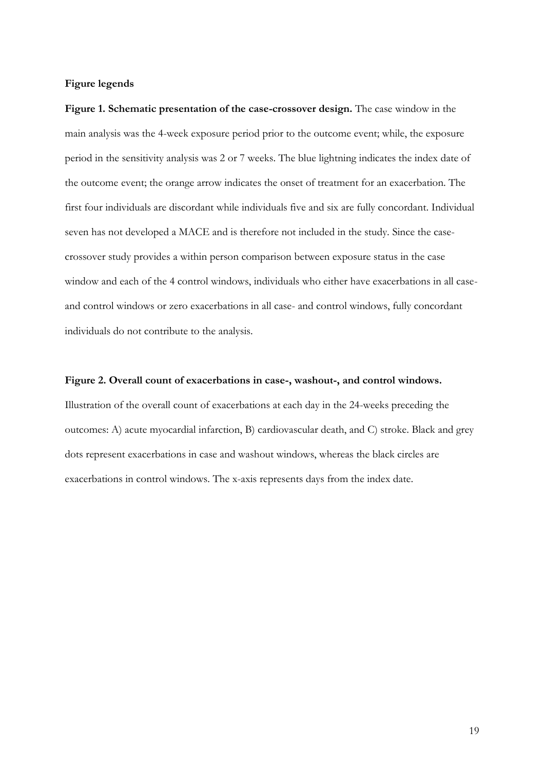**Figure legends**

**Figure 1. Schematic presentation of the case-crossover design.** The case window in the main analysis was the 4-week exposure period prior to the outcome event; while, the exposure period in the sensitivity analysis was 2 or 7 weeks. The blue lightning indicates the index date of the outcome event; the orange arrow indicates the onset of treatment for an exacerbation. The first four individuals are discordant while individuals five and six are fully concordant. Individual seven has not developed a MACE and is therefore not included in the study. Since the case-crossover study provides a within person comparison between exposure status in the case window and each of the 4 control windows, individuals who either have exacerbations in all case- and control windows or zero exacerbations in all case- and control windows, fully concordant individuals do not contribute to the analysis.

**Figure 2. Overall count of exacerbations in case-, washout-, and control windows.** Illustration of the overall count of exacerbations at each day in the 24-weeks preceding the outcomes: A) acute myocardial infarction, B) cardiovascular death, and C) stroke. Black and grey dots represent exacerbations in case and washout windows, whereas the black circles are exacerbations in control windows. The x-axis represents days from the index date.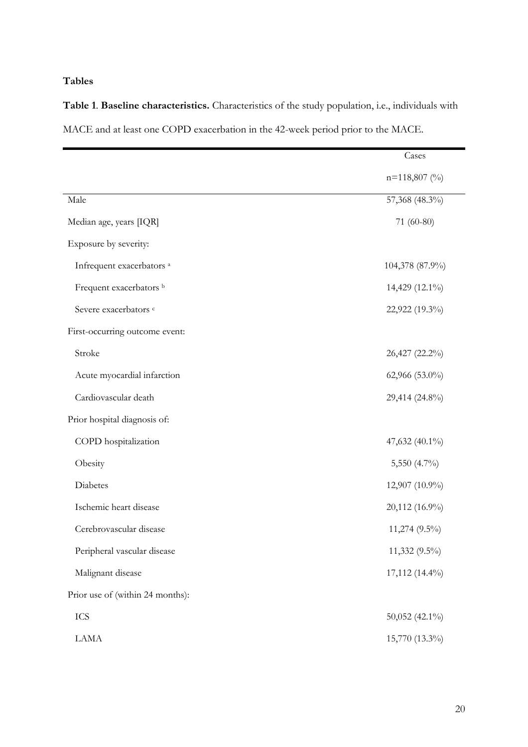**Tables**

**Table 1**. **Baseline characteristics.** Characteristics of the study population, i.e., individuals with MACE and at least one COPD exacerbation in the 42-week period prior to the MACE.

| | Cases |
|---|---|
| | n=118,807 (%) |
| Male | 57,368 (48.3%) |
| Median age, years [IQR] | 71 (60-80) |
| Exposure by severity: | |
| Infrequent exacerbators [a] | 104,378 (87.9%) |
| Frequent exacerbators [b] | 14,429 (12.1%) |
| Severe exacerbators [c] | 22,922 (19.3%) |
| First-occurring outcome event: | |
| Stroke | 26,427 (22.2%) |
| Acute myocardial infarction | 62,966 (53.0%) |
| Cardiovascular death | 29,414 (24.8%) |
| Prior hospital diagnosis of: | |
| COPD hospitalization | 47,632 (40.1%) |
| Obesity | 5,550 (4.7%) |
| Diabetes | 12,907 (10.9%) |
| Ischemic heart disease | 20,112 (16.9%) |
| Cerebrovascular disease | 11,274 (9.5%) |
| Peripheral vascular disease | 11,332 (9.5%) |
| Malignant disease | 17,112 (14.4%) |
| Prior use of (within 24 months): | |
| ICS | 50,052 (42.1%) |
| LAMA | 15,770 (13.3%) |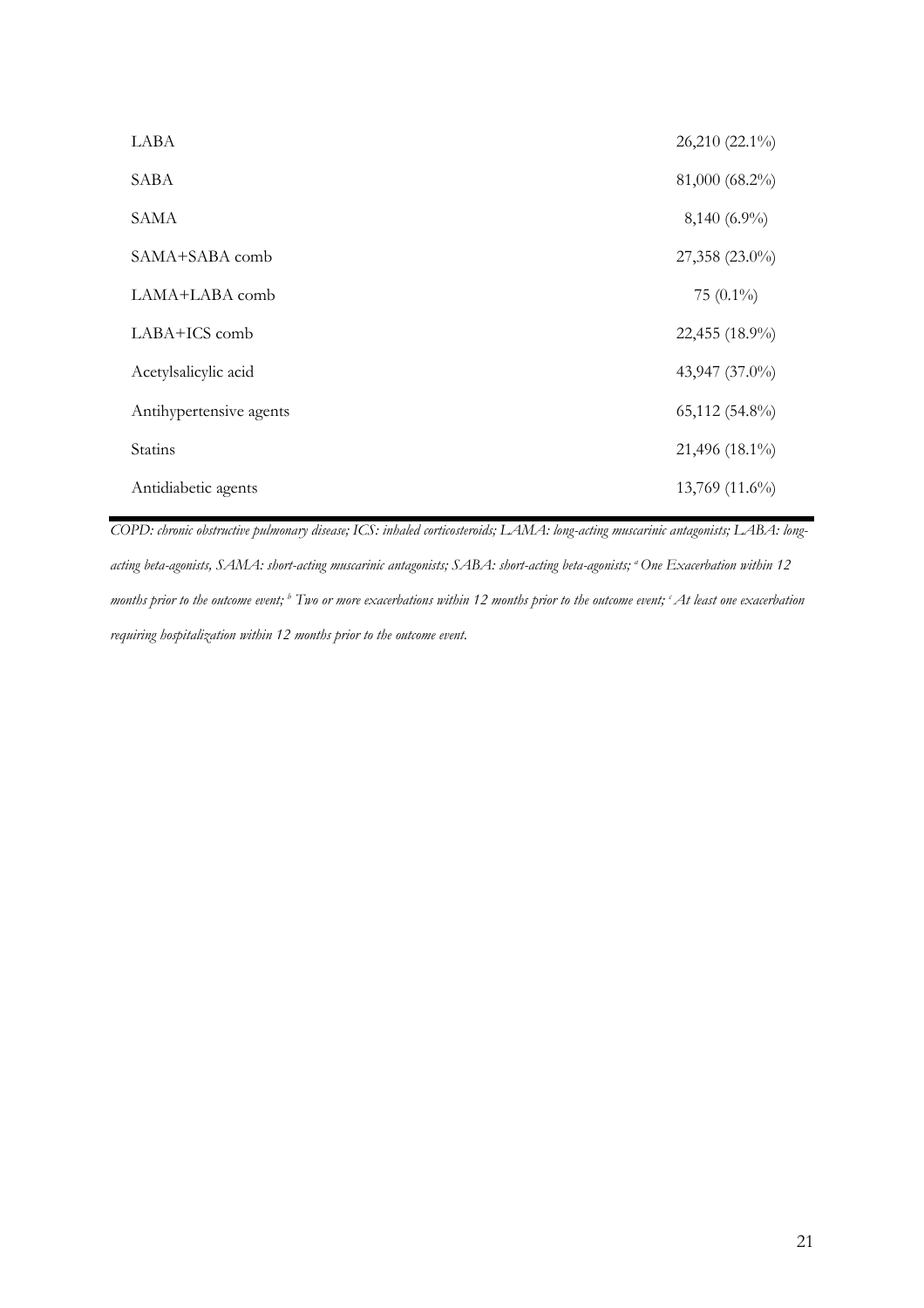| | |
|---|---|
| LABA | 26,210 (22.1%) |
| SABA | 81,000 (68.2%) |
| SAMA | 8,140 (6.9%) |
| SAMA+SABA comb | 27,358 (23.0%) |
| LAMA+LABA comb | 75 (0.1%) |
| LABA+ICS comb | 22,455 (18.9%) |
| Acetylsalicylic acid | 43,947 (37.0%) |
| Antihypertensive agents | 65,112 (54.8%) |
| Statins | 21,496 (18.1%) |
| Antidiabetic agents | 13,769 (11.6%) |

*COPD: chronic obstructive pulmonary disease; ICS: inhaled corticosteroids; LAMA: long-acting muscarinic antagonists; LABA: long-acting beta-agonists, SAMA: short-acting muscarinic antagonists; SABA: short-acting beta-agonists; [a] One Exacerbation within 12 months prior to the outcome event; [b] Two or more exacerbations within 12 months prior to the outcome event; [c] At least one exacerbation requiring hospitalization within 12 months prior to the outcome event.*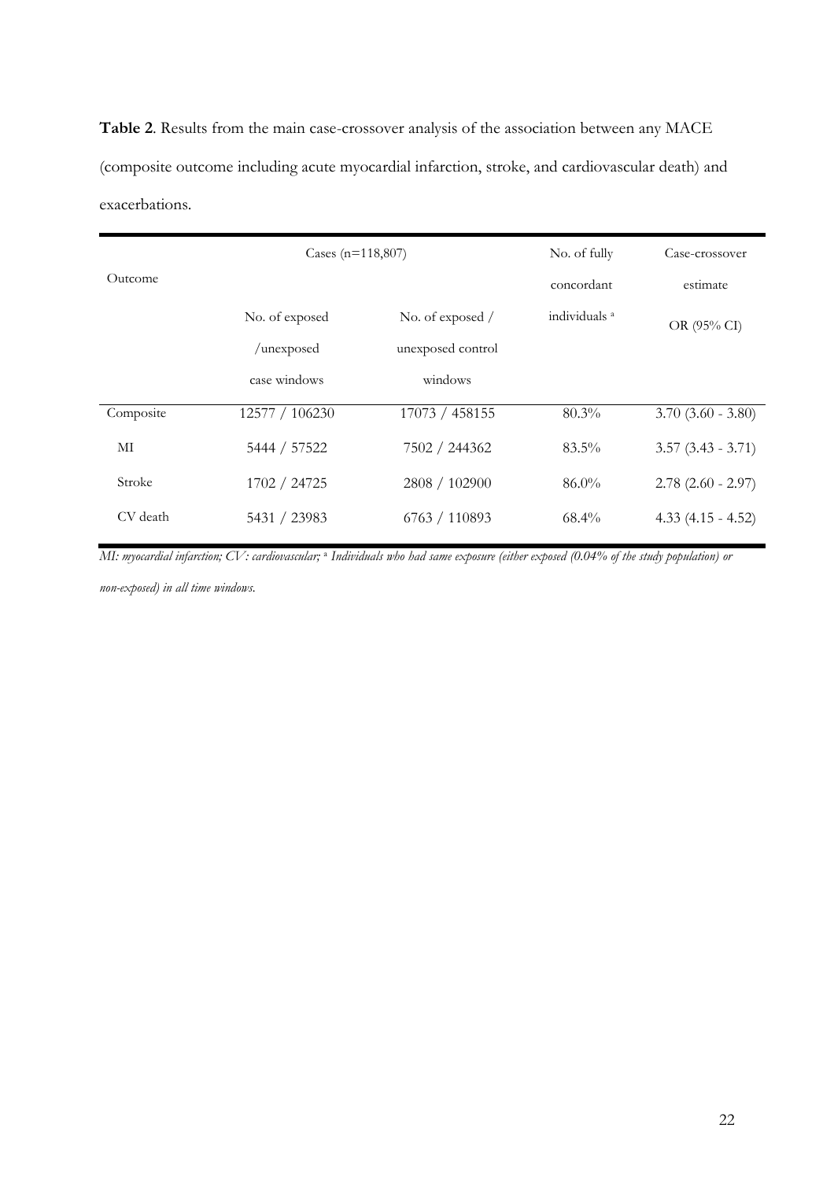**Table 2**. Results from the main case-crossover analysis of the association between any MACE (composite outcome including acute myocardial infarction, stroke, and cardiovascular death) and exacerbations.

| Outcome | Cases (n=118,807) | | No. of fully concordant individuals [a] | Case-crossover estimate |
|---|---|---|---|---|
| | No. of exposed /unexposed case windows | No. of exposed / unexposed control windows | | OR (95% CI) |
| Composite | 12577 / 106230 | 17073 / 458155 | 80.3% | 3.70 (3.60 - 3.80) |
| MI | 5444 / 57522 | 7502 / 244362 | 83.5% | 3.57 (3.43 - 3.71) |
| Stroke | 1702 / 24725 | 2808 / 102900 | 86.0% | 2.78 (2.60 - 2.97) |
| CV death | 5431 / 23983 | 6763 / 110893 | 68.4% | 4.33 (4.15 - 4.52) |

*MI: myocardial infarction; CV: cardiovascular;* [a] *Individuals who had same exposure (either exposed (0.04% of the study population) or non-exposed) in all time windows.*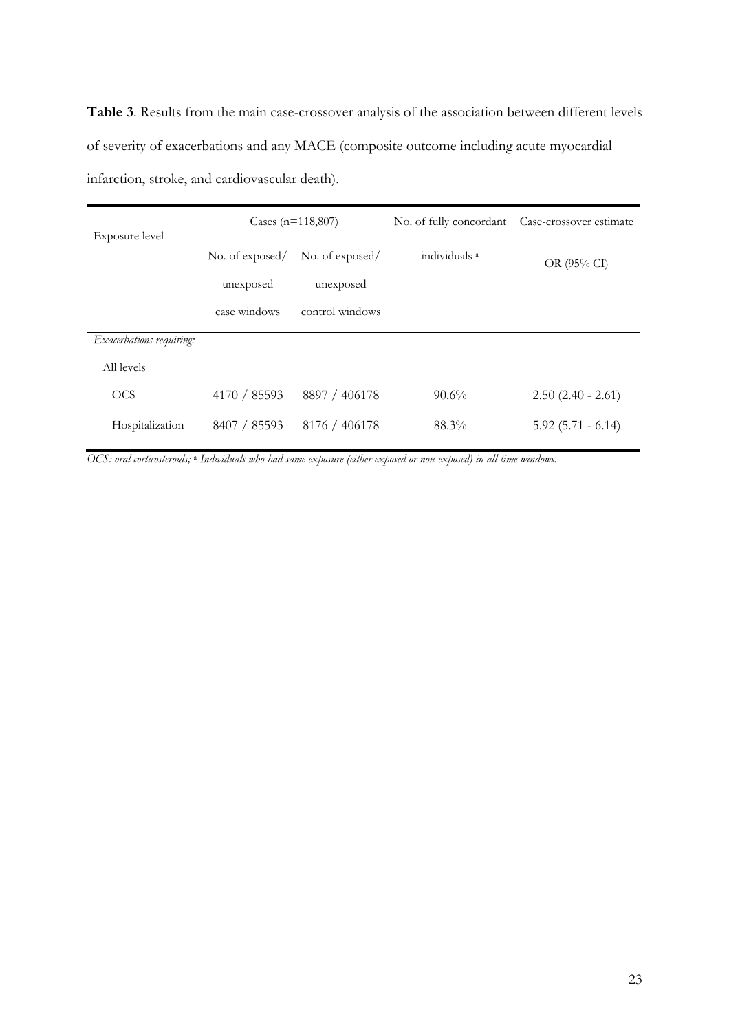**Table 3**. Results from the main case-crossover analysis of the association between different levels of severity of exacerbations and any MACE (composite outcome including acute myocardial infarction, stroke, and cardiovascular death).

| Exposure level | Cases (n=118,807) | | No. of fully concordant individuals [a] | Case-crossover estimate |
|---|---|---|---|---|
| | No. of exposed/ unexposed case windows | No. of exposed/ unexposed control windows | | OR (95% CI) |
| *Exacerbations requiring:* | | | | |
| All levels | | | | |
| OCS | 4170 / 85593 | 8897 / 406178 | 90.6% | 2.50 (2.40 - 2.61) |
| Hospitalization | 8407 / 85593 | 8176 / 406178 | 88.3% | 5.92 (5.71 - 6.14) |

*OCS: oral corticosteroids;* [a] *Individuals who had same exposure (either exposed or non-exposed) in all time windows.*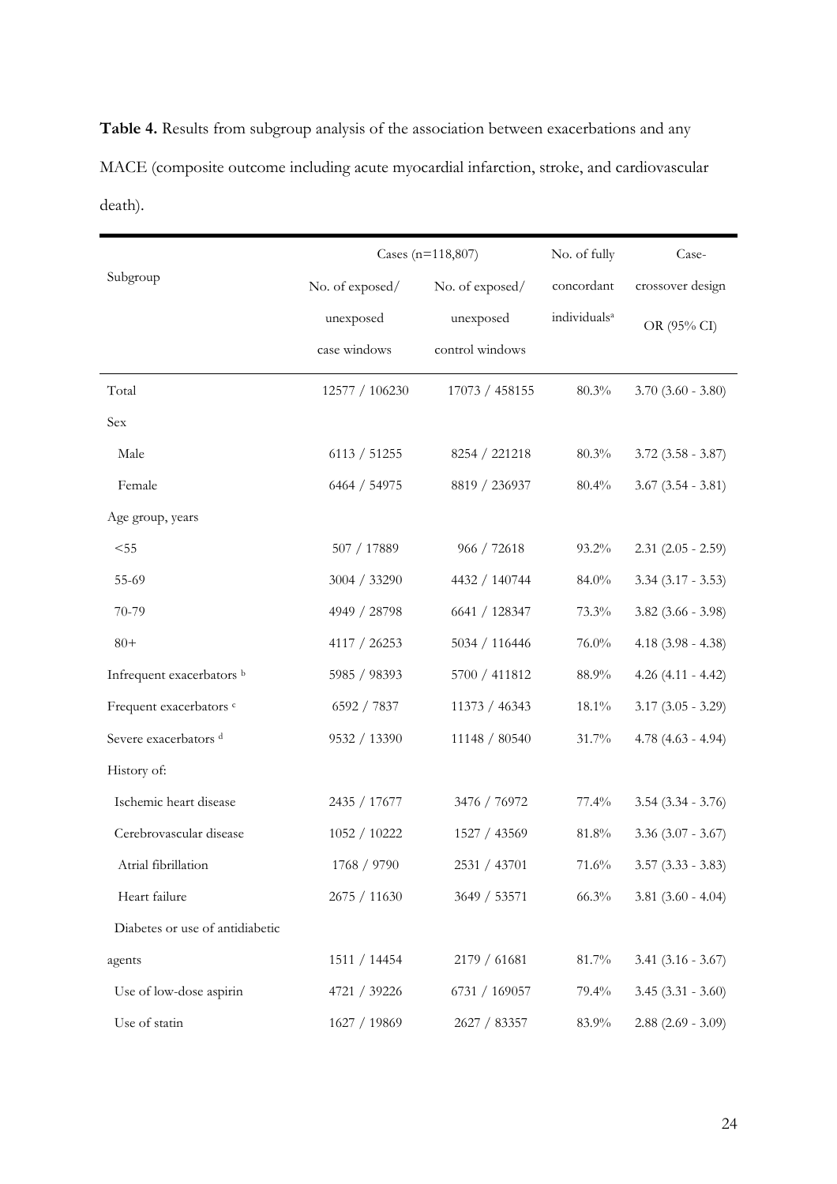**Table 4.** Results from subgroup analysis of the association between exacerbations and any MACE (composite outcome including acute myocardial infarction, stroke, and cardiovascular death).

| Subgroup | Cases (n=118,807) | | No. of fully concordant individuals[a] | Case-crossover design OR (95% CI) |
|---|---|---|---|---|
| | No. of exposed/ unexposed case windows | No. of exposed/ unexposed control windows | | |
| Total | 12577 / 106230 | 17073 / 458155 | 80.3% | 3.70 (3.60 - 3.80) |
| Sex | | | | |
| Male | 6113 / 51255 | 8254 / 221218 | 80.3% | 3.72 (3.58 - 3.87) |
| Female | 6464 / 54975 | 8819 / 236937 | 80.4% | 3.67 (3.54 - 3.81) |
| Age group, years | | | | |
| <55 | 507 / 17889 | 966 / 72618 | 93.2% | 2.31 (2.05 - 2.59) |
| 55-69 | 3004 / 33290 | 4432 / 140744 | 84.0% | 3.34 (3.17 - 3.53) |
| 70-79 | 4949 / 28798 | 6641 / 128347 | 73.3% | 3.82 (3.66 - 3.98) |
| 80+ | 4117 / 26253 | 5034 / 116446 | 76.0% | 4.18 (3.98 - 4.38) |
| Infrequent exacerbators [b] | 5985 / 98393 | 5700 / 411812 | 88.9% | 4.26 (4.11 - 4.42) |
| Frequent exacerbators [c] | 6592 / 7837 | 11373 / 46343 | 18.1% | 3.17 (3.05 - 3.29) |
| Severe exacerbators [d] | 9532 / 13390 | 11148 / 80540 | 31.7% | 4.78 (4.63 - 4.94) |
| History of: | | | | |
| Ischemic heart disease | 2435 / 17677 | 3476 / 76972 | 77.4% | 3.54 (3.34 - 3.76) |
| Cerebrovascular disease | 1052 / 10222 | 1527 / 43569 | 81.8% | 3.36 (3.07 - 3.67) |
| Atrial fibrillation | 1768 / 9790 | 2531 / 43701 | 71.6% | 3.57 (3.33 - 3.83) |
| Heart failure | 2675 / 11630 | 3649 / 53571 | 66.3% | 3.81 (3.60 - 4.04) |
| Diabetes or use of antidiabetic agents | 1511 / 14454 | 2179 / 61681 | 81.7% | 3.41 (3.16 - 3.67) |
| Use of low-dose aspirin | 4721 / 39226 | 6731 / 169057 | 79.4% | 3.45 (3.31 - 3.60) |
| Use of statin | 1627 / 19869 | 2627 / 83357 | 83.9% | 2.88 (2.69 - 3.09) |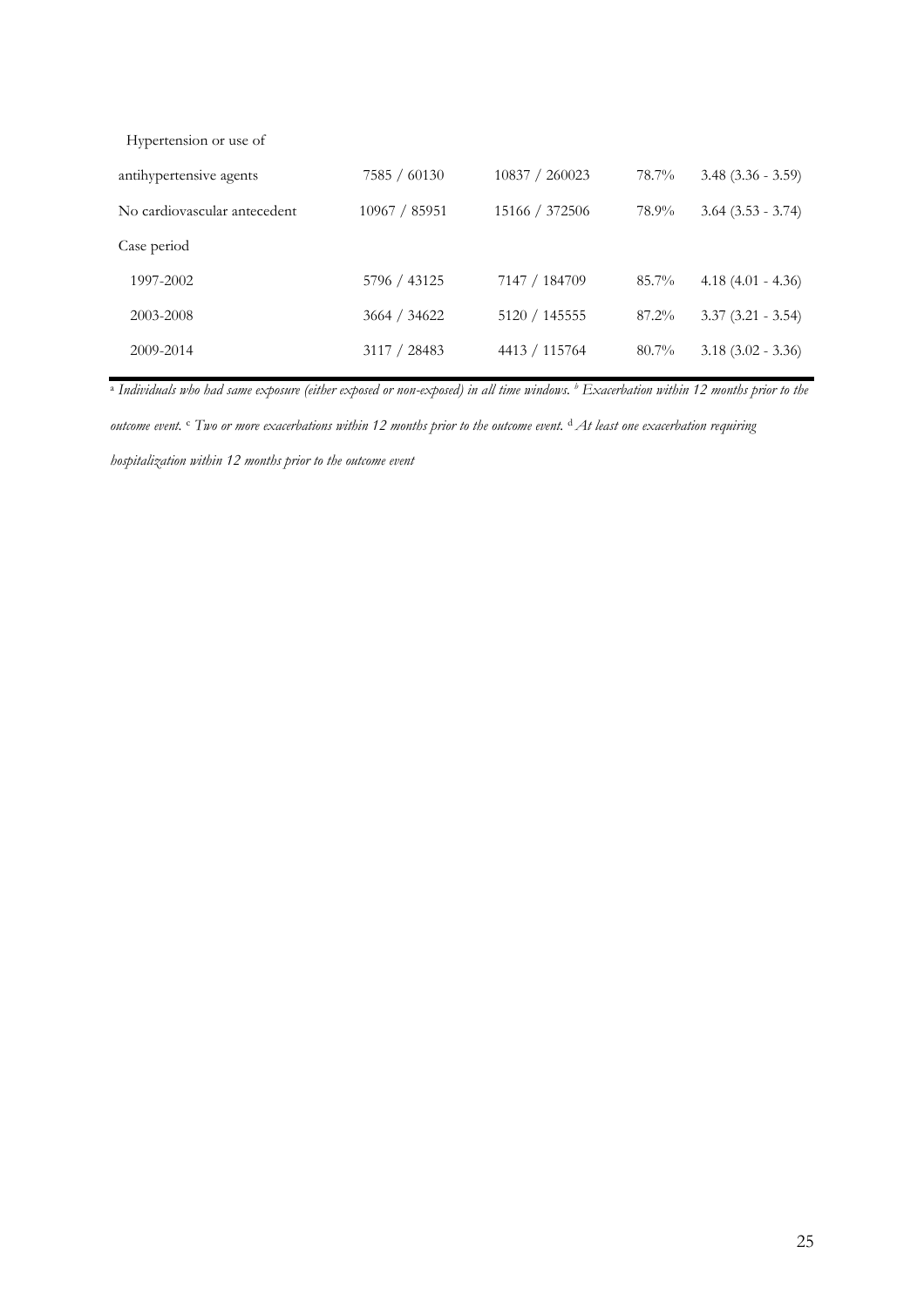| | | | | |
|---|---|---|---|---|
| Hypertension or use of antihypertensive agents | 7585 / 60130 | 10837 / 260023 | 78.7% | 3.48 (3.36 - 3.59) |
| No cardiovascular antecedent | 10967 / 85951 | 15166 / 372506 | 78.9% | 3.64 (3.53 - 3.74) |
| Case period | | | | |
| 1997-2002 | 5796 / 43125 | 7147 / 184709 | 85.7% | 4.18 (4.01 - 4.36) |
| 2003-2008 | 3664 / 34622 | 5120 / 145555 | 87.2% | 3.37 (3.21 - 3.54) |
| 2009-2014 | 3117 / 28483 | 4413 / 115764 | 80.7% | 3.18 (3.02 - 3.36) |

[a] *Individuals who had same exposure (either exposed or non-exposed) in all time windows.* [b] *Exacerbation within 12 months prior to the outcome event.* [c] *Two or more exacerbations within 12 months prior to the outcome event.* [d] *At least one exacerbation requiring hospitalization within 12 months prior to the outcome event*